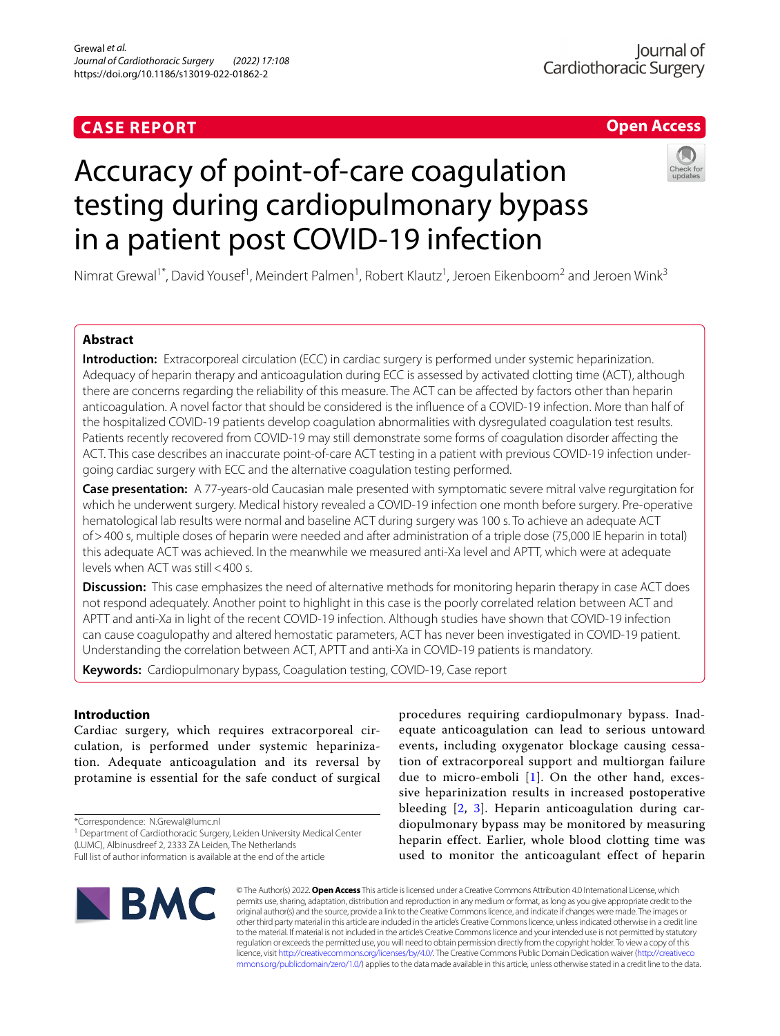CASE REPORT

Open Access

# Accuracy of point-of-care coagulation testing during cardiopulmonary bypass in a patient post COVID-19 infection

Nimrat Grewal[1*], David Yousef[1], Meindert Palmen[1], Robert Klautz[1], Jeroen Eikenboom[2] and Jeroen Wink[3]

## Abstract

**Introduction:** Extracorporeal circulation (ECC) in cardiac surgery is performed under systemic heparinization. Adequacy of heparin therapy and anticoagulation during ECC is assessed by activated clotting time (ACT), although there are concerns regarding the reliability of this measure. The ACT can be affected by factors other than heparin anticoagulation. A novel factor that should be considered is the influence of a COVID-19 infection. More than half of the hospitalized COVID-19 patients develop coagulation abnormalities with dysregulated coagulation test results. Patients recently recovered from COVID-19 may still demonstrate some forms of coagulation disorder affecting the ACT. This case describes an inaccurate point-of-care ACT testing in a patient with previous COVID-19 infection undergoing cardiac surgery with ECC and the alternative coagulation testing performed.

**Case presentation:** A 77-years-old Caucasian male presented with symptomatic severe mitral valve regurgitation for which he underwent surgery. Medical history revealed a COVID-19 infection one month before surgery. Pre-operative hematological lab results were normal and baseline ACT during surgery was 100 s. To achieve an adequate ACT of > 400 s, multiple doses of heparin were needed and after administration of a triple dose (75,000 IE heparin in total) this adequate ACT was achieved. In the meanwhile we measured anti-Xa level and APTT, which were at adequate levels when ACT was still < 400 s.

**Discussion:** This case emphasizes the need of alternative methods for monitoring heparin therapy in case ACT does not respond adequately. Another point to highlight in this case is the poorly correlated relation between ACT and APTT and anti-Xa in light of the recent COVID-19 infection. Although studies have shown that COVID-19 infection can cause coagulopathy and altered hemostatic parameters, ACT has never been investigated in COVID-19 patient. Understanding the correlation between ACT, APTT and anti-Xa in COVID-19 patients is mandatory.

**Keywords:** Cardiopulmonary bypass, Coagulation testing, COVID-19, Case report

## Introduction

Cardiac surgery, which requires extracorporeal circulation, is performed under systemic heparinization. Adequate anticoagulation and its reversal by protamine is essential for the safe conduct of surgical procedures requiring cardiopulmonary bypass. Inadequate anticoagulation can lead to serious untoward events, including oxygenator blockage causing cessation of extracorporeal support and multiorgan failure due to micro-emboli [1]. On the other hand, excessive heparinization results in increased postoperative bleeding [2, 3]. Heparin anticoagulation during cardiopulmonary bypass may be monitored by measuring heparin effect. Earlier, whole blood clotting time was used to monitor the anticoagulant effect of heparin

*Correspondence: N.Grewal@lumc.nl
[1] Department of Cardiothoracic Surgery, Leiden University Medical Center (LUMC), Albinusdreef 2, 2333 ZA Leiden, The Netherlands
Full list of author information is available at the end of the article

© The Author(s) 2022. **Open Access** This article is licensed under a Creative Commons Attribution 4.0 International License, which permits use, sharing, adaptation, distribution and reproduction in any medium or format, as long as you give appropriate credit to the original author(s) and the source, provide a link to the Creative Commons licence, and indicate if changes were made. The images or other third party material in this article are included in the article's Creative Commons licence, unless indicated otherwise in a credit line to the material. If material is not included in the article's Creative Commons licence and your intended use is not permitted by statutory regulation or exceeds the permitted use, you will need to obtain permission directly from the copyright holder. To view a copy of this licence, visit http://creativecommons.org/licenses/by/4.0/. The Creative Commons Public Domain Dedication waiver (http://creativecommons.org/publicdomain/zero/1.0/) applies to the data made available in this article, unless otherwise stated in a credit line to the data.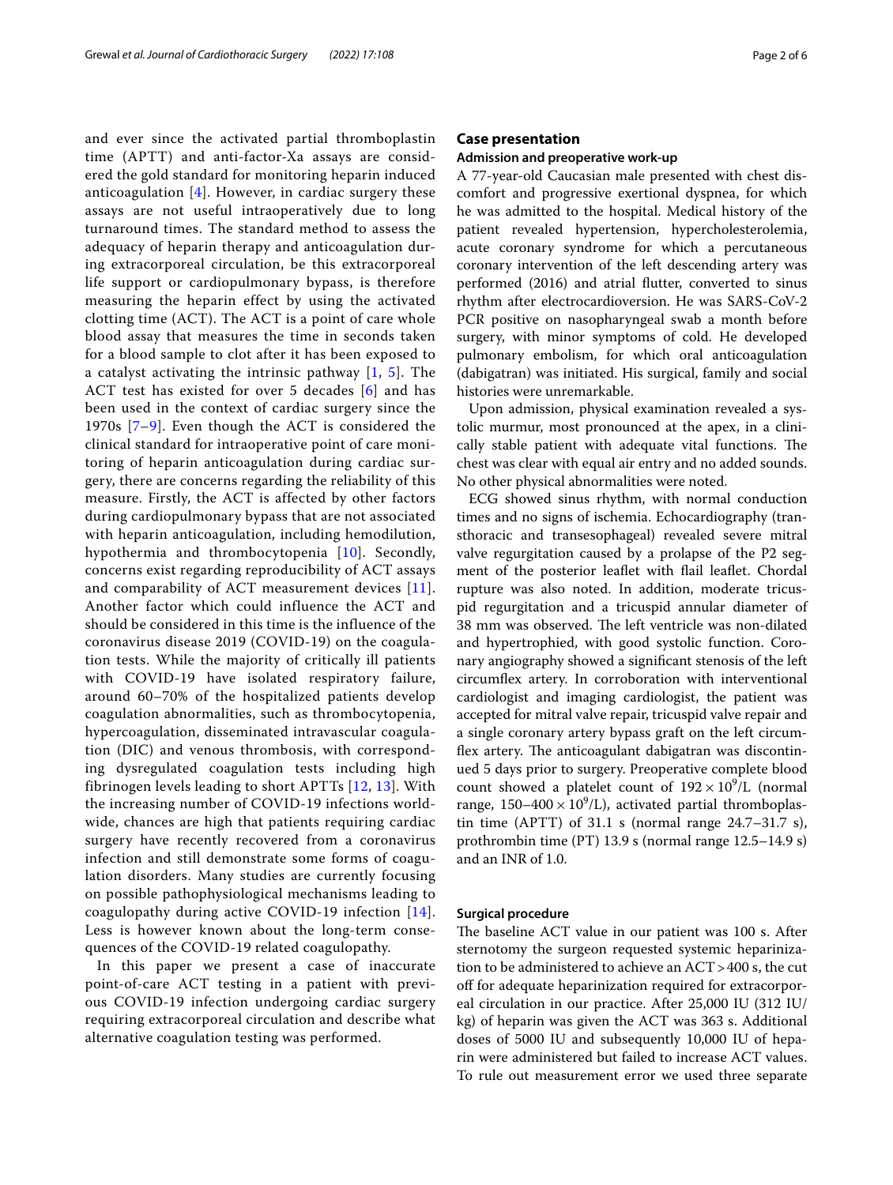and ever since the activated partial thromboplastin time (APTT) and anti-factor-Xa assays are considered the gold standard for monitoring heparin induced anticoagulation [4]. However, in cardiac surgery these assays are not useful intraoperatively due to long turnaround times. The standard method to assess the adequacy of heparin therapy and anticoagulation during extracorporeal circulation, be this extracorporeal life support or cardiopulmonary bypass, is therefore measuring the heparin effect by using the activated clotting time (ACT). The ACT is a point of care whole blood assay that measures the time in seconds taken for a blood sample to clot after it has been exposed to a catalyst activating the intrinsic pathway [1, 5]. The ACT test has existed for over 5 decades [6] and has been used in the context of cardiac surgery since the 1970s [7–9]. Even though the ACT is considered the clinical standard for intraoperative point of care monitoring of heparin anticoagulation during cardiac surgery, there are concerns regarding the reliability of this measure. Firstly, the ACT is affected by other factors during cardiopulmonary bypass that are not associated with heparin anticoagulation, including hemodilution, hypothermia and thrombocytopenia [10]. Secondly, concerns exist regarding reproducibility of ACT assays and comparability of ACT measurement devices [11]. Another factor which could influence the ACT and should be considered in this time is the influence of the coronavirus disease 2019 (COVID-19) on the coagulation tests. While the majority of critically ill patients with COVID-19 have isolated respiratory failure, around 60–70% of the hospitalized patients develop coagulation abnormalities, such as thrombocytopenia, hypercoagulation, disseminated intravascular coagulation (DIC) and venous thrombosis, with corresponding dysregulated coagulation tests including high fibrinogen levels leading to short APTTs [12, 13]. With the increasing number of COVID-19 infections worldwide, chances are high that patients requiring cardiac surgery have recently recovered from a coronavirus infection and still demonstrate some forms of coagulation disorders. Many studies are currently focusing on possible pathophysiological mechanisms leading to coagulopathy during active COVID-19 infection [14]. Less is however known about the long-term consequences of the COVID-19 related coagulopathy.

In this paper we present a case of inaccurate point-of-care ACT testing in a patient with previous COVID-19 infection undergoing cardiac surgery requiring extracorporeal circulation and describe what alternative coagulation testing was performed.

## Case presentation

### Admission and preoperative work-up

A 77-year-old Caucasian male presented with chest discomfort and progressive exertional dyspnea, for which he was admitted to the hospital. Medical history of the patient revealed hypertension, hypercholesterolemia, acute coronary syndrome for which a percutaneous coronary intervention of the left descending artery was performed (2016) and atrial flutter, converted to sinus rhythm after electrocardioversion. He was SARS-CoV-2 PCR positive on nasopharyngeal swab a month before surgery, with minor symptoms of cold. He developed pulmonary embolism, for which oral anticoagulation (dabigatran) was initiated. His surgical, family and social histories were unremarkable.

Upon admission, physical examination revealed a systolic murmur, most pronounced at the apex, in a clinically stable patient with adequate vital functions. The chest was clear with equal air entry and no added sounds. No other physical abnormalities were noted.

ECG showed sinus rhythm, with normal conduction times and no signs of ischemia. Echocardiography (transthoracic and transesophageal) revealed severe mitral valve regurgitation caused by a prolapse of the P2 segment of the posterior leaflet with flail leaflet. Chordal rupture was also noted. In addition, moderate tricuspid regurgitation and a tricuspid annular diameter of 38 mm was observed. The left ventricle was non-dilated and hypertrophied, with good systolic function. Coronary angiography showed a significant stenosis of the left circumflex artery. In corroboration with interventional cardiologist and imaging cardiologist, the patient was accepted for mitral valve repair, tricuspid valve repair and a single coronary artery bypass graft on the left circumflex artery. The anticoagulant dabigatran was discontinued 5 days prior to surgery. Preoperative complete blood count showed a platelet count of $192 \times 10^9$/L (normal range, $150–400 \times 10^9$/L), activated partial thromboplastin time (APTT) of 31.1 s (normal range 24.7–31.7 s), prothrombin time (PT) 13.9 s (normal range 12.5–14.9 s) and an INR of 1.0.

### Surgical procedure

The baseline ACT value in our patient was 100 s. After sternotomy the surgeon requested systemic heparinization to be administered to achieve an ACT > 400 s, the cut off for adequate heparinization required for extracorporeal circulation in our practice. After 25,000 IU (312 IU/kg) of heparin was given the ACT was 363 s. Additional doses of 5000 IU and subsequently 10,000 IU of heparin were administered but failed to increase ACT values. To rule out measurement error we used three separate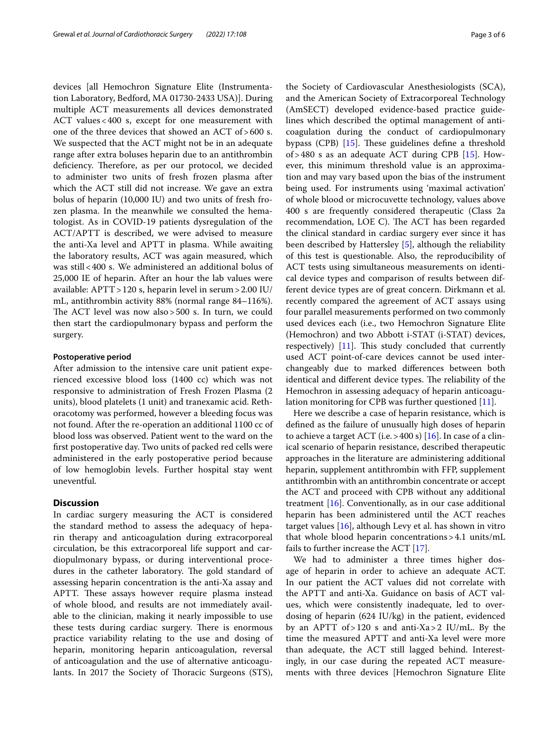devices [all Hemochron Signature Elite (Instrumentation Laboratory, Bedford, MA 01730-2433 USA)]. During multiple ACT measurements all devices demonstrated ACT values < 400 s, except for one measurement with one of the three devices that showed an ACT of > 600 s. We suspected that the ACT might not be in an adequate range after extra boluses heparin due to an antithrombin deficiency. Therefore, as per our protocol, we decided to administer two units of fresh frozen plasma after which the ACT still did not increase. We gave an extra bolus of heparin (10,000 IU) and two units of fresh frozen plasma. In the meanwhile we consulted the hematologist. As in COVID-19 patients dysregulation of the ACT/APTT is described, we were advised to measure the anti-Xa level and APTT in plasma. While awaiting the laboratory results, ACT was again measured, which was still < 400 s. We administered an additional bolus of 25,000 IE of heparin. After an hour the lab values were available: APTT > 120 s, heparin level in serum > 2.00 IU/mL, antithrombin activity 88% (normal range 84–116%). The ACT level was now also > 500 s. In turn, we could then start the cardiopulmonary bypass and perform the surgery.

#### Postoperative period

After admission to the intensive care unit patient experienced excessive blood loss (1400 cc) which was not responsive to administration of Fresh Frozen Plasma (2 units), blood platelets (1 unit) and tranexamic acid. Rethoracotomy was performed, however a bleeding focus was not found. After the re-operation an additional 1100 cc of blood loss was observed. Patient went to the ward on the first postoperative day. Two units of packed red cells were administered in the early postoperative period because of low hemoglobin levels. Further hospital stay went uneventful.

## Discussion

In cardiac surgery measuring the ACT is considered the standard method to assess the adequacy of heparin therapy and anticoagulation during extracorporeal circulation, be this extracorporeal life support and cardiopulmonary bypass, or during interventional procedures in the catheter laboratory. The gold standard of assessing heparin concentration is the anti-Xa assay and APTT. These assays however require plasma instead of whole blood, and results are not immediately available to the clinician, making it nearly impossible to use these tests during cardiac surgery. There is enormous practice variability relating to the use and dosing of heparin, monitoring heparin anticoagulation, reversal of anticoagulation and the use of alternative anticoagulants. In 2017 the Society of Thoracic Surgeons (STS), the Society of Cardiovascular Anesthesiologists (SCA), and the American Society of Extracorporeal Technology (AmSECT) developed evidence-based practice guidelines which described the optimal management of anticoagulation during the conduct of cardiopulmonary bypass (CPB) [15]. These guidelines define a threshold of > 480 s as an adequate ACT during CPB [15]. However, this minimum threshold value is an approximation and may vary based upon the bias of the instrument being used. For instruments using 'maximal activation' of whole blood or microcuvette technology, values above 400 s are frequently considered therapeutic (Class 2a recommendation, LOE C). The ACT has been regarded the clinical standard in cardiac surgery ever since it has been described by Hattersley [5], although the reliability of this test is questionable. Also, the reproducibility of ACT tests using simultaneous measurements on identical device types and comparison of results between different device types are of great concern. Dirkmann et al. recently compared the agreement of ACT assays using four parallel measurements performed on two commonly used devices each (i.e., two Hemochron Signature Elite (Hemochron) and two Abbott i-STAT (i-STAT) devices, respectively) [11]. This study concluded that currently used ACT point-of-care devices cannot be used interchangeably due to marked differences between both identical and different device types. The reliability of the Hemochron in assessing adequacy of heparin anticoagulation monitoring for CPB was further questioned [11].

Here we describe a case of heparin resistance, which is defined as the failure of unusually high doses of heparin to achieve a target ACT (i.e. > 400 s) [16]. In case of a clinical scenario of heparin resistance, described therapeutic approaches in the literature are administering additional heparin, supplement antithrombin with FFP, supplement antithrombin with an antithrombin concentrate or accept the ACT and proceed with CPB without any additional treatment [16]. Conventionally, as in our case additional heparin has been administered until the ACT reaches target values [16], although Levy et al. has shown in vitro that whole blood heparin concentrations > 4.1 units/mL fails to further increase the ACT [17].

We had to administer a three times higher dosage of heparin in order to achieve an adequate ACT. In our patient the ACT values did not correlate with the APTT and anti-Xa. Guidance on basis of ACT values, which were consistently inadequate, led to overdosing of heparin (624 IU/kg) in the patient, evidenced by an APTT of > 120 s and anti-Xa > 2 IU/mL. By the time the measured APTT and anti-Xa level were more than adequate, the ACT still lagged behind. Interestingly, in our case during the repeated ACT measurements with three devices [Hemochron Signature Elite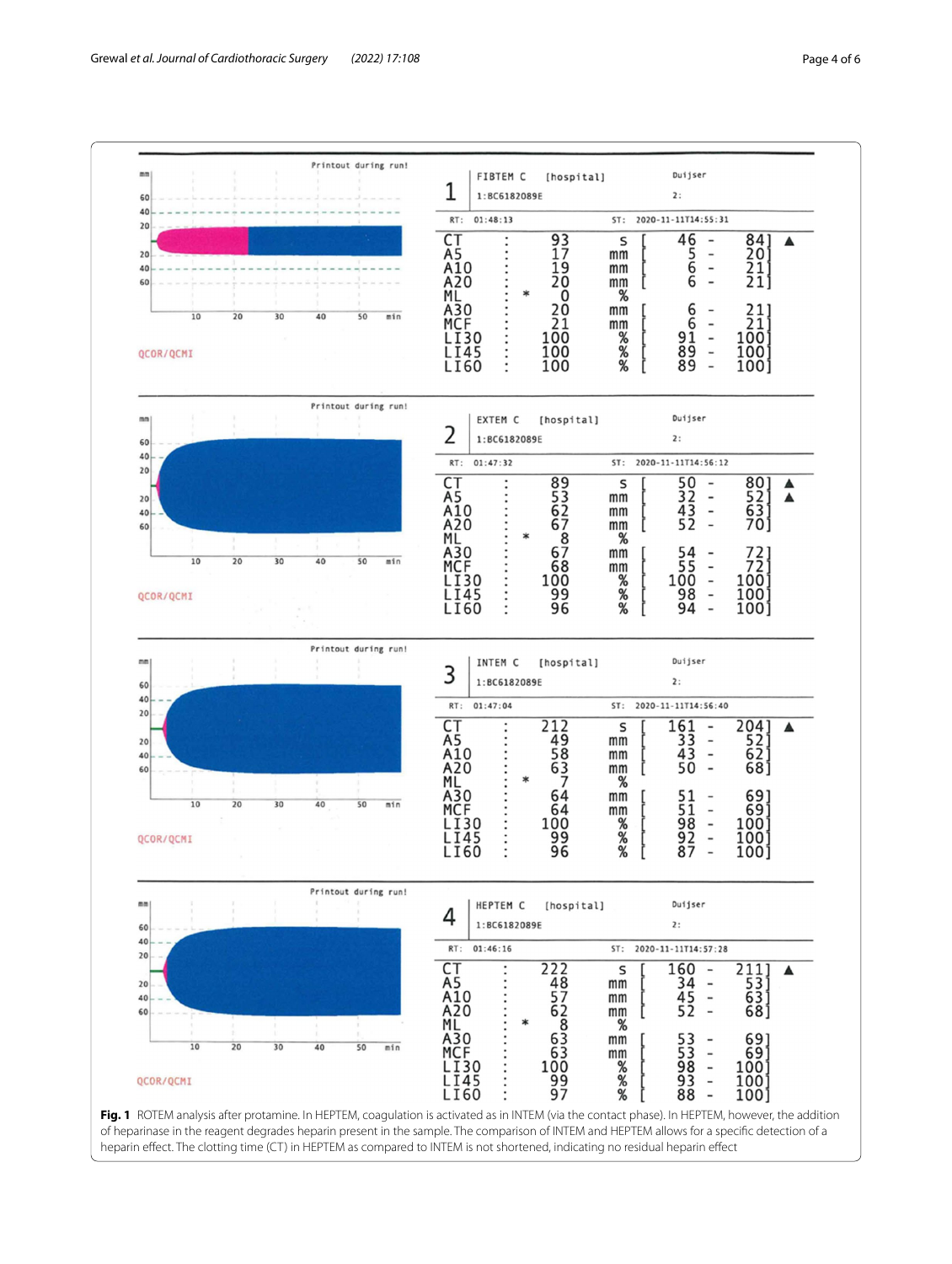**Fig. 1** ROTEM analysis after protamine. In HEPTEM, coagulation is activated as in INTEM (via the contact phase). In HEPTEM, however, the addition of heparinase in the reagent degrades heparin present in the sample. The comparison of INTEM and HEPTEM allows for a specific detection of a heparin effect. The clotting time (CT) in HEPTEM as compared to INTEM is not shortened, indicating no residual heparin effect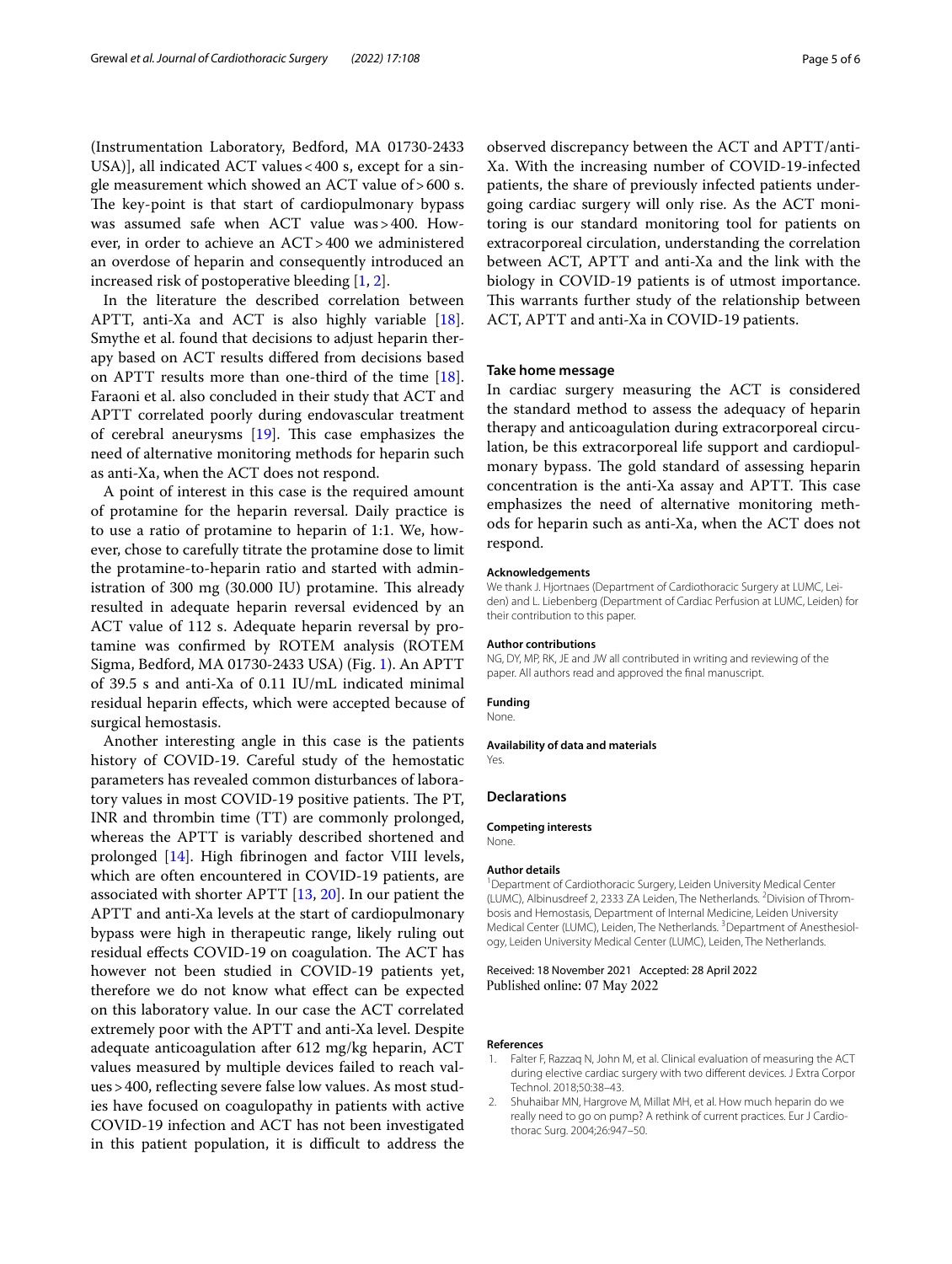(Instrumentation Laboratory, Bedford, MA 01730-2433 USA)], all indicated ACT values < 400 s, except for a single measurement which showed an ACT value of > 600 s. The key-point is that start of cardiopulmonary bypass was assumed safe when ACT value was > 400. However, in order to achieve an ACT > 400 we administered an overdose of heparin and consequently introduced an increased risk of postoperative bleeding [1, 2].

In the literature the described correlation between APTT, anti-Xa and ACT is also highly variable [18]. Smythe et al. found that decisions to adjust heparin therapy based on ACT results differed from decisions based on APTT results more than one-third of the time [18]. Faraoni et al. also concluded in their study that ACT and APTT correlated poorly during endovascular treatment of cerebral aneurysms [19]. This case emphasizes the need of alternative monitoring methods for heparin such as anti-Xa, when the ACT does not respond.

A point of interest in this case is the required amount of protamine for the heparin reversal. Daily practice is to use a ratio of protamine to heparin of 1:1. We, however, chose to carefully titrate the protamine dose to limit the protamine-to-heparin ratio and started with administration of 300 mg (30.000 IU) protamine. This already resulted in adequate heparin reversal evidenced by an ACT value of 112 s. Adequate heparin reversal by protamine was confirmed by ROTEM analysis (ROTEM Sigma, Bedford, MA 01730-2433 USA) (Fig. 1). An APTT of 39.5 s and anti-Xa of 0.11 IU/mL indicated minimal residual heparin effects, which were accepted because of surgical hemostasis.

Another interesting angle in this case is the patients history of COVID-19. Careful study of the hemostatic parameters has revealed common disturbances of laboratory values in most COVID-19 positive patients. The PT, INR and thrombin time (TT) are commonly prolonged, whereas the APTT is variably described shortened and prolonged [14]. High fibrinogen and factor VIII levels, which are often encountered in COVID-19 patients, are associated with shorter APTT [13, 20]. In our patient the APTT and anti-Xa levels at the start of cardiopulmonary bypass were high in therapeutic range, likely ruling out residual effects COVID-19 on coagulation. The ACT has however not been studied in COVID-19 patients yet, therefore we do not know what effect can be expected on this laboratory value. In our case the ACT correlated extremely poor with the APTT and anti-Xa level. Despite adequate anticoagulation after 612 mg/kg heparin, ACT values measured by multiple devices failed to reach values > 400, reflecting severe false low values. As most studies have focused on coagulopathy in patients with active COVID-19 infection and ACT has not been investigated in this patient population, it is difficult to address the observed discrepancy between the ACT and APTT/anti-Xa. With the increasing number of COVID-19-infected patients, the share of previously infected patients undergoing cardiac surgery will only rise. As the ACT monitoring is our standard monitoring tool for patients on extracorporeal circulation, understanding the correlation between ACT, APTT and anti-Xa and the link with the biology in COVID-19 patients is of utmost importance. This warrants further study of the relationship between ACT, APTT and anti-Xa in COVID-19 patients.

## Take home message

In cardiac surgery measuring the ACT is considered the standard method to assess the adequacy of heparin therapy and anticoagulation during extracorporeal circulation, be this extracorporeal life support and cardiopulmonary bypass. The gold standard of assessing heparin concentration is the anti-Xa assay and APTT. This case emphasizes the need of alternative monitoring methods for heparin such as anti-Xa, when the ACT does not respond.

#### Acknowledgements

We thank J. Hjortnaes (Department of Cardiothoracic Surgery at LUMC, Leiden) and L. Liebenberg (Department of Cardiac Perfusion at LUMC, Leiden) for their contribution to this paper.

#### Author contributions

NG, DY, MP, RK, JE and JW all contributed in writing and reviewing of the paper. All authors read and approved the final manuscript.

#### Funding

None.

#### Availability of data and materials

Yes.

## Declarations

#### Competing interests

None.

#### Author details

[1] Department of Cardiothoracic Surgery, Leiden University Medical Center (LUMC), Albinusdreef 2, 2333 ZA Leiden, The Netherlands. [2] Division of Thrombosis and Hemostasis, Department of Internal Medicine, Leiden University Medical Center (LUMC), Leiden, The Netherlands. [3] Department of Anesthesiology, Leiden University Medical Center (LUMC), Leiden, The Netherlands.

Received: 18 November 2021 Accepted: 28 April 2022
Published online: 07 May 2022

#### References

1. Falter F, Razzaq N, John M, et al. Clinical evaluation of measuring the ACT during elective cardiac surgery with two different devices. J Extra Corpor Technol. 2018;50:38–43.
2. Shuhaibar MN, Hargrove M, Millat MH, et al. How much heparin do we really need to go on pump? A rethink of current practices. Eur J Cardiothorac Surg. 2004;26:947–50.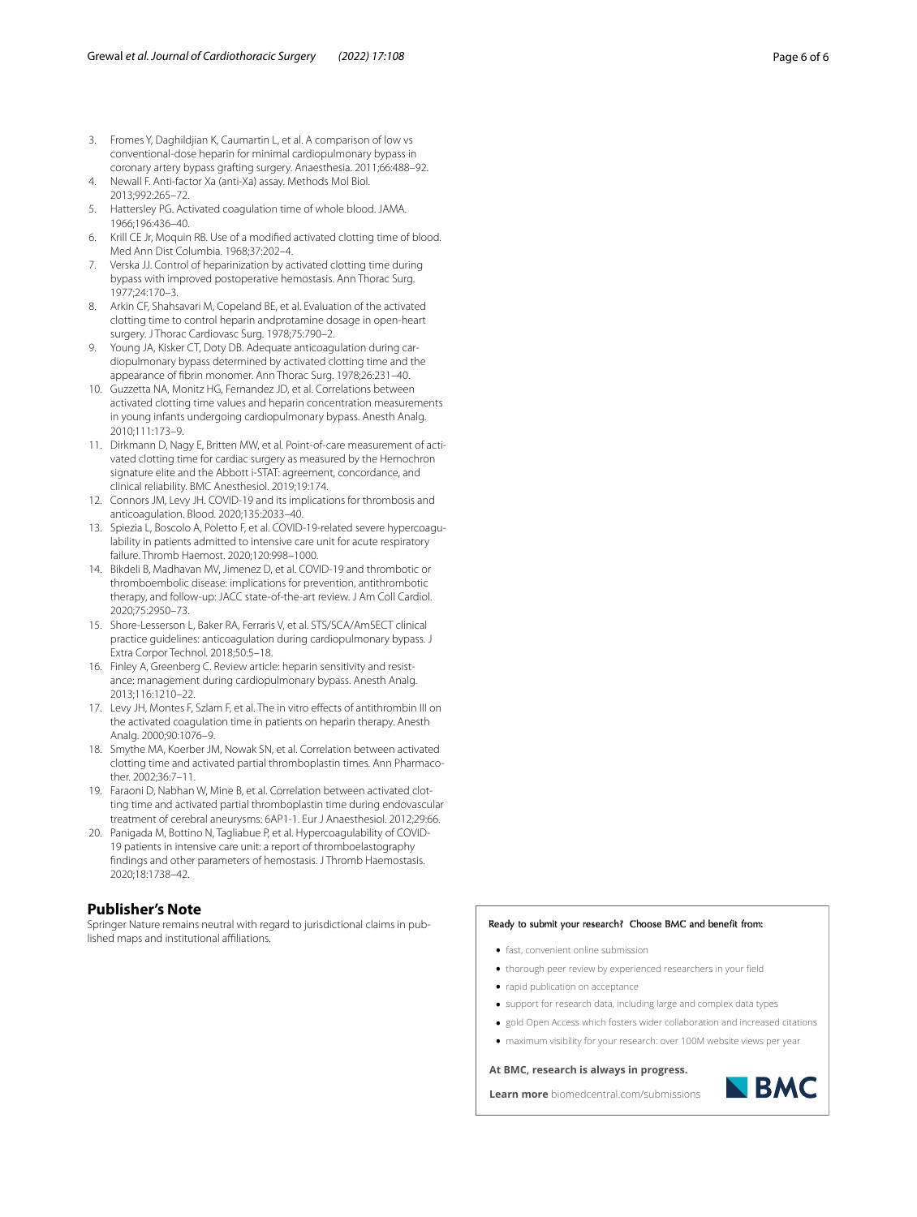3. Fromes Y, Daghildjian K, Caumartin L, et al. A comparison of low vs conventional-dose heparin for minimal cardiopulmonary bypass in coronary artery bypass grafting surgery. Anaesthesia. 2011;66:488–92.
4. Newall F. Anti-factor Xa (anti-Xa) assay. Methods Mol Biol. 2013;992:265–72.
5. Hattersley PG. Activated coagulation time of whole blood. JAMA. 1966;196:436–40.
6. Krill CE Jr, Moquin RB. Use of a modified activated clotting time of blood. Med Ann Dist Columbia. 1968;37:202–4.
7. Verska JJ. Control of heparinization by activated clotting time during bypass with improved postoperative hemostasis. Ann Thorac Surg. 1977;24:170–3.
8. Arkin CF, Shahsavari M, Copeland BE, et al. Evaluation of the activated clotting time to control heparin andprotamine dosage in open-heart surgery. J Thorac Cardiovasc Surg. 1978;75:790–2.
9. Young JA, Kisker CT, Doty DB. Adequate anticoagulation during cardiopulmonary bypass determined by activated clotting time and the appearance of fibrin monomer. Ann Thorac Surg. 1978;26:231–40.
10. Guzzetta NA, Monitz HG, Fernandez JD, et al. Correlations between activated clotting time values and heparin concentration measurements in young infants undergoing cardiopulmonary bypass. Anesth Analg. 2010;111:173–9.
11. Dirkmann D, Nagy E, Britten MW, et al. Point-of-care measurement of activated clotting time for cardiac surgery as measured by the Hemochron signature elite and the Abbott i-STAT: agreement, concordance, and clinical reliability. BMC Anesthesiol. 2019;19:174.
12. Connors JM, Levy JH. COVID-19 and its implications for thrombosis and anticoagulation. Blood. 2020;135:2033–40.
13. Spiezia L, Boscolo A, Poletto F, et al. COVID-19-related severe hypercoagulability in patients admitted to intensive care unit for acute respiratory failure. Thromb Haemost. 2020;120:998–1000.
14. Bikdeli B, Madhavan MV, Jimenez D, et al. COVID-19 and thrombotic or thromboembolic disease: implications for prevention, antithrombotic therapy, and follow-up: JACC state-of-the-art review. J Am Coll Cardiol. 2020;75:2950–73.
15. Shore-Lesserson L, Baker RA, Ferraris V, et al. STS/SCA/AmSECT clinical practice guidelines: anticoagulation during cardiopulmonary bypass. J Extra Corpor Technol. 2018;50:5–18.
16. Finley A, Greenberg C. Review article: heparin sensitivity and resistance: management during cardiopulmonary bypass. Anesth Analg. 2013;116:1210–22.
17. Levy JH, Montes F, Szlam F, et al. The in vitro effects of antithrombin III on the activated coagulation time in patients on heparin therapy. Anesth Analg. 2000;90:1076–9.
18. Smythe MA, Koerber JM, Nowak SN, et al. Correlation between activated clotting time and activated partial thromboplastin times. Ann Pharmacother. 2002;36:7–11.
19. Faraoni D, Nabhan W, Mine B, et al. Correlation between activated clotting time and activated partial thromboplastin time during endovascular treatment of cerebral aneurysms: 6AP1-1. Eur J Anaesthesiol. 2012;29:66.
20. Panigada M, Bottino N, Tagliabue P, et al. Hypercoagulability of COVID-19 patients in intensive care unit: a report of thromboelastography findings and other parameters of hemostasis. J Thromb Haemostasis. 2020;18:1738–42.

## Publisher's Note

Springer Nature remains neutral with regard to jurisdictional claims in published maps and institutional affiliations.

Ready to submit your research? Choose BMC and benefit from:

- fast, convenient online submission
- thorough peer review by experienced researchers in your field
- rapid publication on acceptance
- support for research data, including large and complex data types
- gold Open Access which fosters wider collaboration and increased citations
- maximum visibility for your research: over 100M website views per year

**At BMC, research is always in progress.**

**Learn more** biomedcentral.com/submissions

BMC